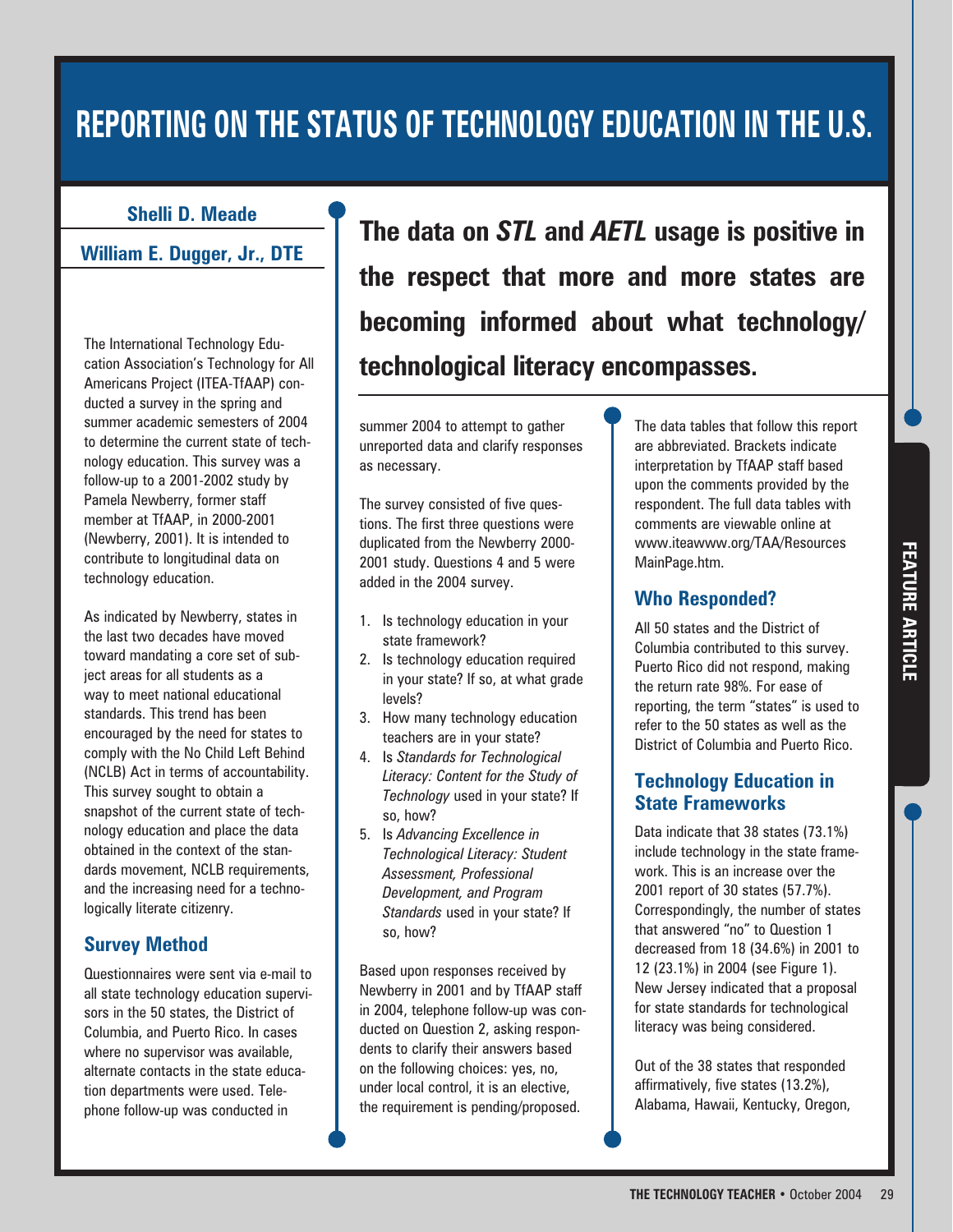# REPORTING ON THE STATUS OF TECHNOLOGY EDUCATION IN THE U.S.

**Shelli D. Meade**

**William E. Dugger, Jr., DTE**

**The data on *STL* and *AETL* usage is positive in the respect that more and more states are becoming informed about what technology/technological literacy encompasses.**

The International Technology Education Association's Technology for All Americans Project (ITEA-TfAAP) conducted a survey in the spring and summer academic semesters of 2004 to determine the current state of technology education. This survey was a follow-up to a 2001-2002 study by Pamela Newberry, former staff member at TfAAP, in 2000-2001 (Newberry, 2001). It is intended to contribute to longitudinal data on technology education.

As indicated by Newberry, states in the last two decades have moved toward mandating a core set of subject areas for all students as a way to meet national educational standards. This trend has been encouraged by the need for states to comply with the No Child Left Behind (NCLB) Act in terms of accountability. This survey sought to obtain a snapshot of the current state of technology education and place the data obtained in the context of the standards movement, NCLB requirements, and the increasing need for a technologically literate citizenry.

## Survey Method

Questionnaires were sent via e-mail to all state technology education supervisors in the 50 states, the District of Columbia, and Puerto Rico. In cases where no supervisor was available, alternate contacts in the state education departments were used. Telephone follow-up was conducted in summer 2004 to attempt to gather unreported data and clarify responses as necessary.

The survey consisted of five questions. The first three questions were duplicated from the Newberry 2000-2001 study. Questions 4 and 5 were added in the 2004 survey.

1. Is technology education in your state framework?
2. Is technology education required in your state? If so, at what grade levels?
3. How many technology education teachers are in your state?
4. Is *Standards for Technological Literacy: Content for the Study of Technology* used in your state? If so, how?
5. Is *Advancing Excellence in Technological Literacy: Student Assessment, Professional Development, and Program Standards* used in your state? If so, how?

Based upon responses received by Newberry in 2001 and by TfAAP staff in 2004, telephone follow-up was conducted on Question 2, asking respondents to clarify their answers based on the following choices: yes, no, under local control, it is an elective, the requirement is pending/proposed.

The data tables that follow this report are abbreviated. Brackets indicate interpretation by TfAAP staff based upon the comments provided by the respondent. The full data tables with comments are viewable online at www.iteawww.org/TAA/Resources MainPage.htm.

## Who Responded?

All 50 states and the District of Columbia contributed to this survey. Puerto Rico did not respond, making the return rate 98%. For ease of reporting, the term "states" is used to refer to the 50 states as well as the District of Columbia and Puerto Rico.

## Technology Education in State Frameworks

Data indicate that 38 states (73.1%) include technology in the state framework. This is an increase over the 2001 report of 30 states (57.7%). Correspondingly, the number of states that answered "no" to Question 1 decreased from 18 (34.6%) in 2001 to 12 (23.1%) in 2004 (see Figure 1). New Jersey indicated that a proposal for state standards for technological literacy was being considered.

Out of the 38 states that responded affirmatively, five states (13.2%), Alabama, Hawaii, Kentucky, Oregon,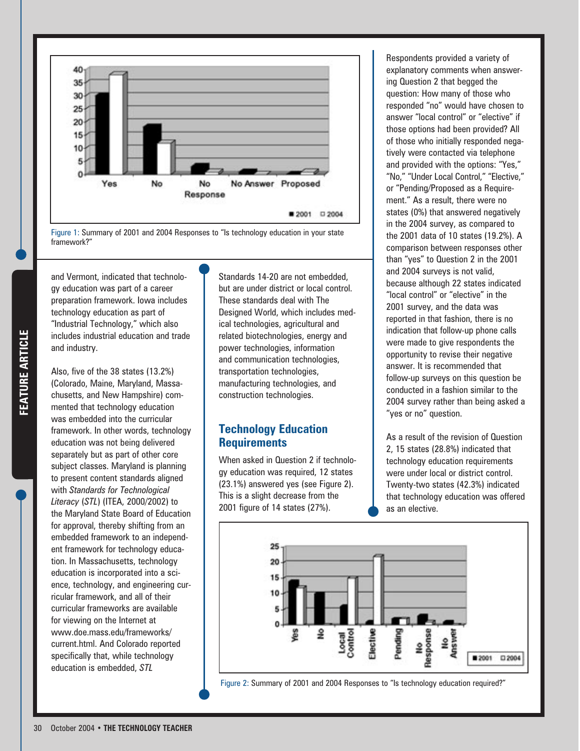Figure 1: Summary of 2001 and 2004 Responses to "Is technology education in your state framework?"

and Vermont, indicated that technology education was part of a career preparation framework. Iowa includes technology education as part of "Industrial Technology," which also includes industrial education and trade and industry.

Also, five of the 38 states (13.2%) (Colorado, Maine, Maryland, Massachusetts, and New Hampshire) commented that technology education was embedded into the curricular framework. In other words, technology education was not being delivered separately but as part of other core subject classes. Maryland is planning to present content standards aligned with *Standards for Technological Literacy* (*STL*) (ITEA, 2000/2002) to the Maryland State Board of Education for approval, thereby shifting from an embedded framework to an independent framework for technology education. In Massachusetts, technology education is incorporated into a science, technology, and engineering curricular framework, and all of their curricular frameworks are available for viewing on the Internet at www.doe.mass.edu/frameworks/current.html. And Colorado reported specifically that, while technology education is embedded, *STL* Standards 14-20 are not embedded, but are under district or local control. These standards deal with The Designed World, which includes medical technologies, agricultural and related biotechnologies, energy and power technologies, information and communication technologies, transportation technologies, manufacturing technologies, and construction technologies.

## Technology Education Requirements

When asked in Question 2 if technology education was required, 12 states (23.1%) answered yes (see Figure 2). This is a slight decrease from the 2001 figure of 14 states (27%).

Respondents provided a variety of explanatory comments when answering Question 2 that begged the question: How many of those who responded "no" would have chosen to answer "local control" or "elective" if those options had been provided? All of those who initially responded negatively were contacted via telephone and provided with the options: "Yes," "No," "Under Local Control," "Elective," or "Pending/Proposed as a Requirement." As a result, there were no states (0%) that answered negatively in the 2004 survey, as compared to the 2001 data of 10 states (19.2%). A comparison between responses other than "yes" to Question 2 in the 2001 and 2004 surveys is not valid, because although 22 states indicated "local control" or "elective" in the 2001 survey, and the data was reported in that fashion, there is no indication that follow-up phone calls were made to give respondents the opportunity to revise their negative answer. It is recommended that follow-up surveys on this question be conducted in a fashion similar to the 2004 survey rather than being asked a "yes or no" question.

As a result of the revision of Question 2, 15 states (28.8%) indicated that technology education requirements were under local or district control. Twenty-two states (42.3%) indicated that technology education was offered as an elective.

Figure 2: Summary of 2001 and 2004 Responses to "Is technology education required?"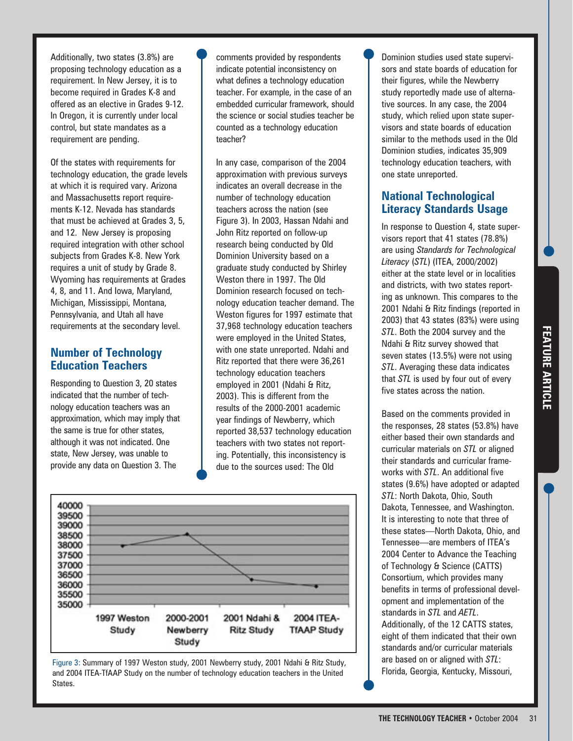Additionally, two states (3.8%) are proposing technology education as a requirement. In New Jersey, it is to become required in Grades K-8 and offered as an elective in Grades 9-12. In Oregon, it is currently under local control, but state mandates as a requirement are pending.

Of the states with requirements for technology education, the grade levels at which it is required vary. Arizona and Massachusetts report requirements K-12. Nevada has standards that must be achieved at Grades 3, 5, and 12. New Jersey is proposing required integration with other school subjects from Grades K-8. New York requires a unit of study by Grade 8. Wyoming has requirements at Grades 4, 8, and 11. And Iowa, Maryland, Michigan, Mississippi, Montana, Pennsylvania, and Utah all have requirements at the secondary level.

## Number of Technology Education Teachers

Responding to Question 3, 20 states indicated that the number of technology education teachers was an approximation, which may imply that the same is true for other states, although it was not indicated. One state, New Jersey, was unable to provide any data on Question 3. The comments provided by respondents indicate potential inconsistency on what defines a technology education teacher. For example, in the case of an embedded curricular framework, should the science or social studies teacher be counted as a technology education teacher?

In any case, comparison of the 2004 approximation with previous surveys indicates an overall decrease in the number of technology education teachers across the nation (see Figure 3). In 2003, Hassan Ndahi and John Ritz reported on follow-up research being conducted by Old Dominion University based on a graduate study conducted by Shirley Weston there in 1997. The Old Dominion research focused on technology education teacher demand. The Weston figures for 1997 estimate that 37,968 technology education teachers were employed in the United States, with one state unreported. Ndahi and Ritz reported that there were 36,261 technology education teachers employed in 2001 (Ndahi & Ritz, 2003). This is different from the results of the 2000-2001 academic year findings of Newberry, which reported 38,537 technology education teachers with two states not reporting. Potentially, this inconsistency is due to the sources used: The Old Dominion studies used state supervisors and state boards of education for their figures, while the Newberry study reportedly made use of alternative sources. In any case, the 2004 study, which relied upon state supervisors and state boards of education similar to the methods used in the Old Dominion studies, indicates 35,909 technology education teachers, with one state unreported.

| Study | Number of technology education teachers |
|---|---|
| 1997 Weston Study | 37,968 |
| 2000-2001 Newberry Study | 38,537 |
| 2001 Ndahi & Ritz Study | 36,261 |
| 2004 ITEA-TfAAP Study | 35,909 |

Figure 3: Summary of 1997 Weston study, 2001 Newberry study, 2001 Ndahi & Ritz Study, and 2004 ITEA-TfAAP Study on the number of technology education teachers in the United States.

## National Technological Literacy Standards Usage

In response to Question 4, state supervisors report that 41 states (78.8%) are using *Standards for Technological Literacy* (*STL*) (ITEA, 2000/2002) either at the state level or in localities and districts, with two states reporting as unknown. This compares to the 2001 Ndahi & Ritz findings (reported in 2003) that 43 states (83%) were using *STL*. Both the 2004 survey and the Ndahi & Ritz survey showed that seven states (13.5%) were not using *STL*. Averaging these data indicates that *STL* is used by four out of every five states across the nation.

Based on the comments provided in the responses, 28 states (53.8%) have either based their own standards and curricular materials on *STL* or aligned their standards and curricular frameworks with *STL*. An additional five states (9.6%) have adopted or adapted *STL*: North Dakota, Ohio, South Dakota, Tennessee, and Washington. It is interesting to note that three of these states—North Dakota, Ohio, and Tennessee—are members of ITEA's 2004 Center to Advance the Teaching of Technology & Science (CATTS) Consortium, which provides many benefits in terms of professional development and implementation of the standards in *STL* and *AETL*. Additionally, of the 12 CATTS states, eight of them indicated that their own standards and/or curricular materials are based on or aligned with *STL*: Florida, Georgia, Kentucky, Missouri,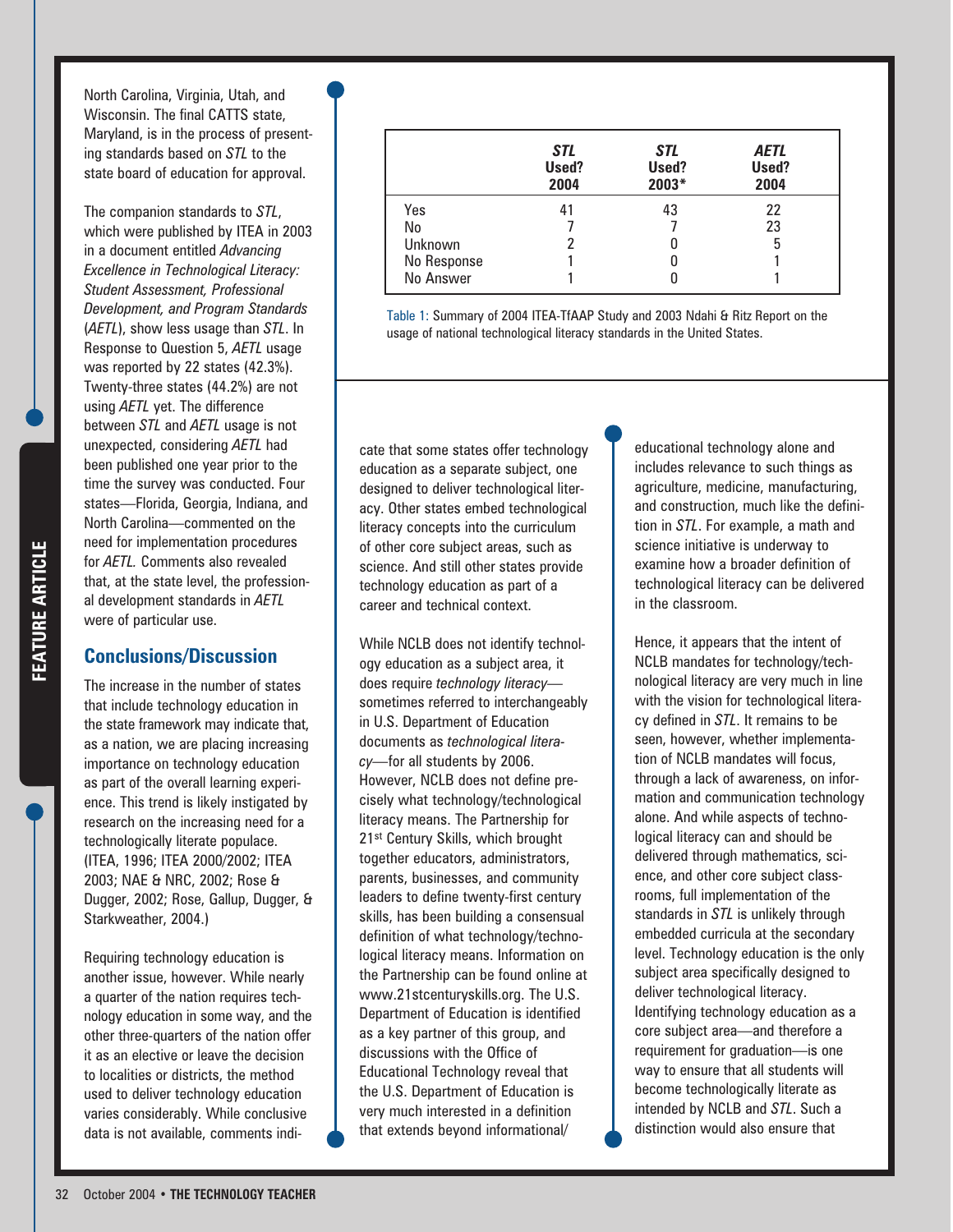North Carolina, Virginia, Utah, and Wisconsin. The final CATTS state, Maryland, is in the process of presenting standards based on *STL* to the state board of education for approval.

The companion standards to *STL*, which were published by ITEA in 2003 in a document entitled *Advancing Excellence in Technological Literacy: Student Assessment, Professional Development, and Program Standards* (*AETL*), show less usage than *STL*. In Response to Question 5, *AETL* usage was reported by 22 states (42.3%). Twenty-three states (44.2%) are not using *AETL* yet. The difference between *STL* and *AETL* usage is not unexpected, considering *AETL* had been published one year prior to the time the survey was conducted. Four states—Florida, Georgia, Indiana, and North Carolina—commented on the need for implementation procedures for *AETL*. Comments also revealed that, at the state level, the professional development standards in *AETL* were of particular use.

|  | ***STL* Used? 2004** | ***STL* Used? 2003*** | ***AETL* Used? 2004** |
|---|---|---|---|
| Yes | 41 | 43 | 22 |
| No | 7 | 7 | 23 |
| Unknown | 2 | 0 | 5 |
| No Response | 1 | 0 | 1 |
| No Answer | 1 | 0 | 1 |

Table 1: Summary of 2004 ITEA-TfAAP Study and 2003 Ndahi & Ritz Report on the usage of national technological literacy standards in the United States.

## Conclusions/Discussion

The increase in the number of states that include technology education in the state framework may indicate that, as a nation, we are placing increasing importance on technology education as part of the overall learning experience. This trend is likely instigated by research on the increasing need for a technologically literate populace. (ITEA, 1996; ITEA 2000/2002; ITEA 2003; NAE & NRC, 2002; Rose & Dugger, 2002; Rose, Gallup, Dugger, & Starkweather, 2004.)

Requiring technology education is another issue, however. While nearly a quarter of the nation requires technology education in some way, and the other three-quarters of the nation offer it as an elective or leave the decision to localities or districts, the method used to deliver technology education varies considerably. While conclusive data is not available, comments indicate that some states offer technology education as a separate subject, one designed to deliver technological literacy. Other states embed technological literacy concepts into the curriculum of other core subject areas, such as science. And still other states provide technology education as part of a career and technical context.

While NCLB does not identify technology education as a subject area, it does require *technology literacy*—sometimes referred to interchangeably in U.S. Department of Education documents as *technological literacy*—for all students by 2006. However, NCLB does not define precisely what technology/technological literacy means. The Partnership for 21st Century Skills, which brought together educators, administrators, parents, businesses, and community leaders to define twenty-first century skills, has been building a consensual definition of what technology/technological literacy means. Information on the Partnership can be found online at www.21stcenturyskills.org. The U.S. Department of Education is identified as a key partner of this group, and discussions with the Office of Educational Technology reveal that the U.S. Department of Education is very much interested in a definition that extends beyond informational/educational technology alone and includes relevance to such things as agriculture, medicine, manufacturing, and construction, much like the definition in *STL*. For example, a math and science initiative is underway to examine how a broader definition of technological literacy can be delivered in the classroom.

Hence, it appears that the intent of NCLB mandates for technology/technological literacy are very much in line with the vision for technological literacy defined in *STL*. It remains to be seen, however, whether implementation of NCLB mandates will focus, through a lack of awareness, on information and communication technology alone. And while aspects of technological literacy can and should be delivered through mathematics, science, and other core subject classrooms, full implementation of the standards in *STL* is unlikely through embedded curricula at the secondary level. Technology education is the only subject area specifically designed to deliver technological literacy. Identifying technology education as a core subject area—and therefore a requirement for graduation—is one way to ensure that all students will become technologically literate as intended by NCLB and *STL*. Such a distinction would also ensure that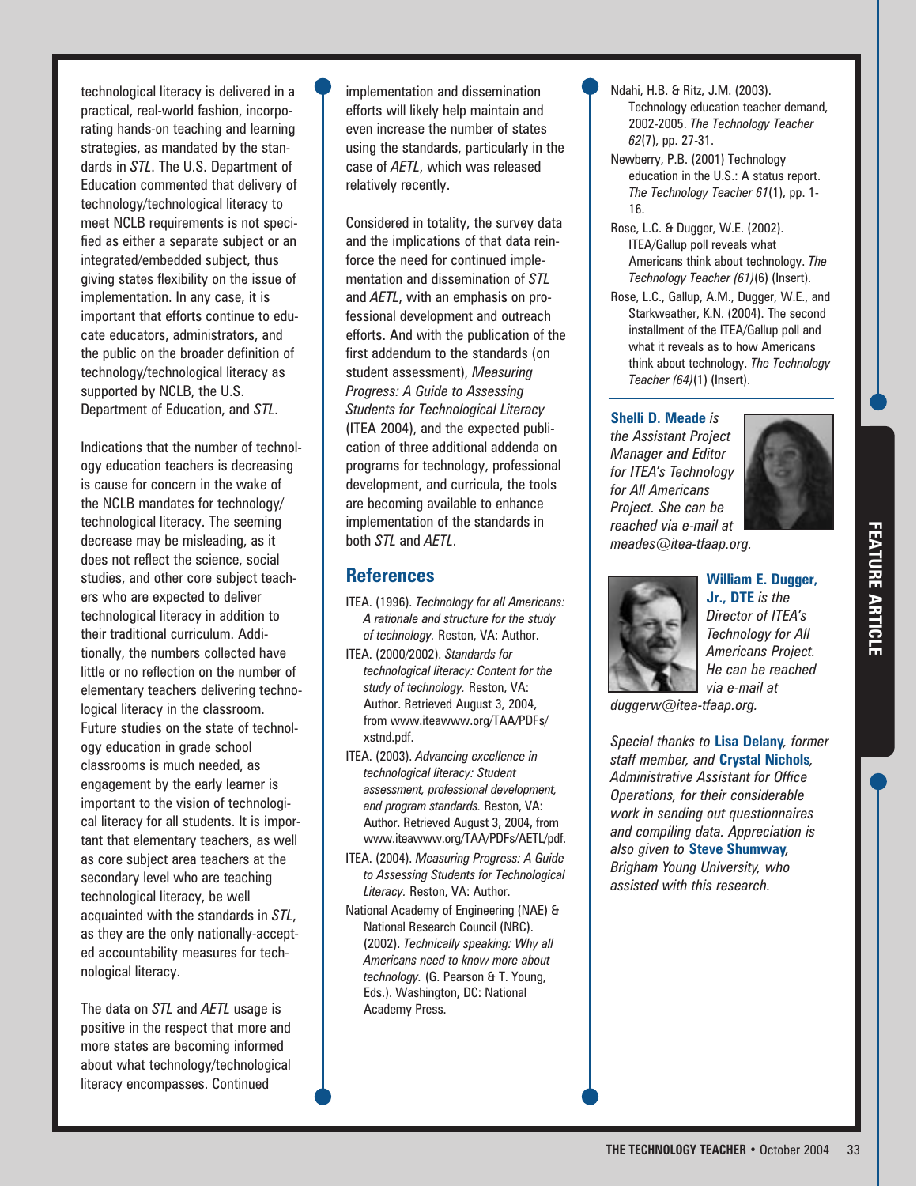technological literacy is delivered in a practical, real-world fashion, incorporating hands-on teaching and learning strategies, as mandated by the standards in *STL*. The U.S. Department of Education commented that delivery of technology/technological literacy to meet NCLB requirements is not specified as either a separate subject or an integrated/embedded subject, thus giving states flexibility on the issue of implementation. In any case, it is important that efforts continue to educate educators, administrators, and the public on the broader definition of technology/technological literacy as supported by NCLB, the U.S. Department of Education, and *STL*.

Indications that the number of technology education teachers is decreasing is cause for concern in the wake of the NCLB mandates for technology/technological literacy. The seeming decrease may be misleading, as it does not reflect the science, social studies, and other core subject teachers who are expected to deliver technological literacy in addition to their traditional curriculum. Additionally, the numbers collected have little or no reflection on the number of elementary teachers delivering technological literacy in the classroom. Future studies on the state of technology education in grade school classrooms is much needed, as engagement by the early learner is important to the vision of technological literacy for all students. It is important that elementary teachers, as well as core subject area teachers at the secondary level who are teaching technological literacy, be well acquainted with the standards in *STL*, as they are the only nationally-accepted accountability measures for technological literacy.

The data on *STL* and *AETL* usage is positive in the respect that more and more states are becoming informed about what technology/technological literacy encompasses. Continued implementation and dissemination efforts will likely help maintain and even increase the number of states using the standards, particularly in the case of *AETL*, which was released relatively recently.

Considered in totality, the survey data and the implications of that data reinforce the need for continued implementation and dissemination of *STL* and *AETL*, with an emphasis on professional development and outreach efforts. And with the publication of the first addendum to the standards (on student assessment), *Measuring Progress: A Guide to Assessing Students for Technological Literacy* (ITEA 2004), and the expected publication of three additional addenda on programs for technology, professional development, and curricula, the tools are becoming available to enhance implementation of the standards in both *STL* and *AETL*.

## References

ITEA. (1996). *Technology for all Americans: A rationale and structure for the study of technology.* Reston, VA: Author.

ITEA. (2000/2002). *Standards for technological literacy: Content for the study of technology.* Reston, VA: Author. Retrieved August 3, 2004, from www.iteawww.org/TAA/PDFs/xstnd.pdf.

ITEA. (2003). *Advancing excellence in technological literacy: Student assessment, professional development, and program standards.* Reston, VA: Author. Retrieved August 3, 2004, from www.iteawww.org/TAA/PDFs/AETL/pdf.

ITEA. (2004). *Measuring Progress: A Guide to Assessing Students for Technological Literacy.* Reston, VA: Author.

National Academy of Engineering (NAE) & National Research Council (NRC). (2002). *Technically speaking: Why all Americans need to know more about technology.* (G. Pearson & T. Young, Eds.). Washington, DC: National Academy Press.

Ndahi, H.B. & Ritz, J.M. (2003). Technology education teacher demand, 2002-2005. *The Technology Teacher 62*(7), pp. 27-31.

Newberry, P.B. (2001) Technology education in the U.S.: A status report. *The Technology Teacher 61*(1), pp. 1-16.

Rose, L.C. & Dugger, W.E. (2002). ITEA/Gallup poll reveals what Americans think about technology. *The Technology Teacher (61)*(6) (Insert).

Rose, L.C., Gallup, A.M., Dugger, W.E., and Starkweather, K.N. (2004). The second installment of the ITEA/Gallup poll and what it reveals as to how Americans think about technology. *The Technology Teacher (64)*(1) (Insert).

---

**Shelli D. Meade** *is the Assistant Project Manager and Editor for ITEA's Technology for All Americans Project. She can be reached via e-mail at meades@itea-tfaap.org.*

**William E. Dugger, Jr., DTE** *is the Director of ITEA's Technology for All Americans Project. He can be reached via e-mail at duggerw@itea-tfaap.org.*

*Special thanks to* **Lisa Delany***, former staff member, and* **Crystal Nichols***, Administrative Assistant for Office Operations, for their considerable work in sending out questionnaires and compiling data. Appreciation is also given to* **Steve Shumway***, Brigham Young University, who assisted with this research.*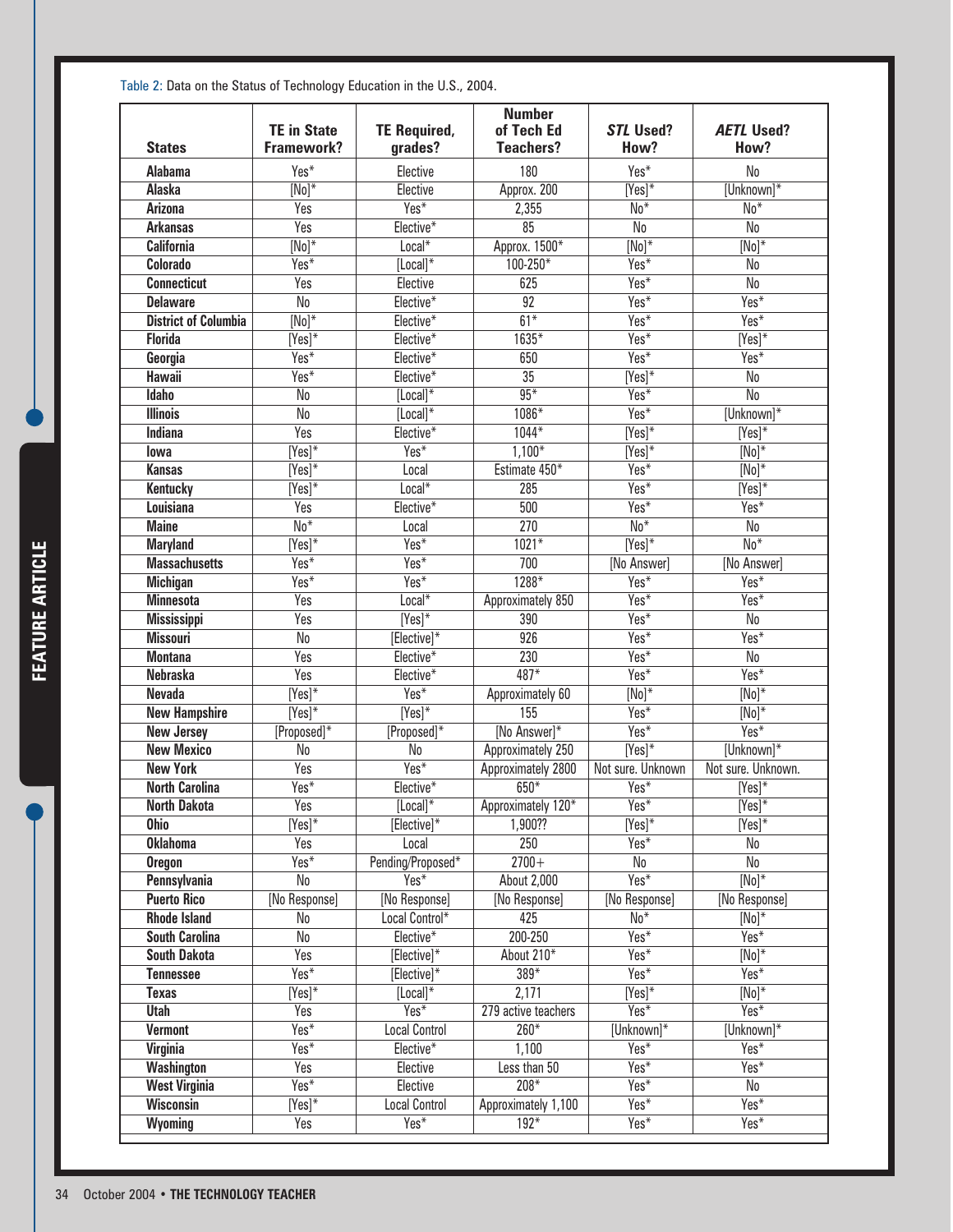Table 2: Data on the Status of Technology Education in the U.S., 2004.

| States | TE in State Framework? | TE Required, grades? | Number of Tech Ed Teachers? | *STL* Used? How? | *AETL* Used? How? |
|---|---|---|---|---|---|
| **Alabama** | Yes* | Elective | 180 | Yes* | No |
| **Alaska** | [No]* | Elective | Approx. 200 | [Yes]* | [Unknown]* |
| **Arizona** | Yes | Yes* | 2,355 | No* | No* |
| **Arkansas** | Yes | Elective* | 85 | No | No |
| **California** | [No]* | Local* | Approx. 1500* | [No]* | [No]* |
| **Colorado** | Yes* | [Local]* | 100-250* | Yes* | No |
| **Connecticut** | Yes | Elective | 625 | Yes* | No |
| **Delaware** | No | Elective* | 92 | Yes* | Yes* |
| **District of Columbia** | [No]* | Elective* | 61* | Yes* | Yes* |
| **Florida** | [Yes]* | Elective* | 1635* | Yes* | [Yes]* |
| **Georgia** | Yes* | Elective* | 650 | Yes* | Yes* |
| **Hawaii** | Yes* | Elective* | 35 | [Yes]* | No |
| **Idaho** | No | [Local]* | 95* | Yes* | No |
| **Illinois** | No | [Local]* | 1086* | Yes* | [Unknown]* |
| **Indiana** | Yes | Elective* | 1044* | [Yes]* | [Yes]* |
| **Iowa** | [Yes]* | Yes* | 1,100* | [Yes]* | [No]* |
| **Kansas** | [Yes]* | Local | Estimate 450* | Yes* | [No]* |
| **Kentucky** | [Yes]* | Local* | 285 | Yes* | [Yes]* |
| **Louisiana** | Yes | Elective* | 500 | Yes* | Yes* |
| **Maine** | No* | Local | 270 | No* | No |
| **Maryland** | [Yes]* | Yes* | 1021* | [Yes]* | No* |
| **Massachusetts** | Yes* | Yes* | 700 | [No Answer] | [No Answer] |
| **Michigan** | Yes* | Yes* | 1288* | Yes* | Yes* |
| **Minnesota** | Yes | Local* | Approximately 850 | Yes* | Yes* |
| **Mississippi** | Yes | [Yes]* | 390 | Yes* | No |
| **Missouri** | No | [Elective]* | 926 | Yes* | Yes* |
| **Montana** | Yes | Elective* | 230 | Yes* | No |
| **Nebraska** | Yes | Elective* | 487* | Yes* | Yes* |
| **Nevada** | [Yes]* | Yes* | Approximately 60 | [No]* | [No]* |
| **New Hampshire** | [Yes]* | [Yes]* | 155 | Yes* | [No]* |
| **New Jersey** | [Proposed]* | [Proposed]* | [No Answer]* | Yes* | Yes* |
| **New Mexico** | No | No | Approximately 250 | [Yes]* | [Unknown]* |
| **New York** | Yes | Yes* | Approximately 2800 | Not sure. Unknown | Not sure. Unknown. |
| **North Carolina** | Yes* | Elective* | 650* | Yes* | [Yes]* |
| **North Dakota** | Yes | [Local]* | Approximately 120* | Yes* | [Yes]* |
| **Ohio** | [Yes]* | [Elective]* | 1,900?? | [Yes]* | [Yes]* |
| **Oklahoma** | Yes | Local | 250 | Yes* | No |
| **Oregon** | Yes* | Pending/Proposed* | 2700+ | No | No |
| **Pennsylvania** | No | Yes* | About 2,000 | Yes* | [No]* |
| **Puerto Rico** | [No Response] | [No Response] | [No Response] | [No Response] | [No Response] |
| **Rhode Island** | No | Local Control* | 425 | No* | [No]* |
| **South Carolina** | No | Elective* | 200-250 | Yes* | Yes* |
| **South Dakota** | Yes | [Elective]* | About 210* | Yes* | [No]* |
| **Tennessee** | Yes* | [Elective]* | 389* | Yes* | Yes* |
| **Texas** | [Yes]* | [Local]* | 2,171 | [Yes]* | [No]* |
| **Utah** | Yes | Yes* | 279 active teachers | Yes* | Yes* |
| **Vermont** | Yes* | Local Control | 260* | [Unknown]* | [Unknown]* |
| **Virginia** | Yes* | Elective* | 1,100 | Yes* | Yes* |
| **Washington** | Yes | Elective | Less than 50 | Yes* | Yes* |
| **West Virginia** | Yes* | Elective | 208* | Yes* | No |
| **Wisconsin** | [Yes]* | Local Control | Approximately 1,100 | Yes* | Yes* |
| **Wyoming** | Yes | Yes* | 192* | Yes* | Yes* |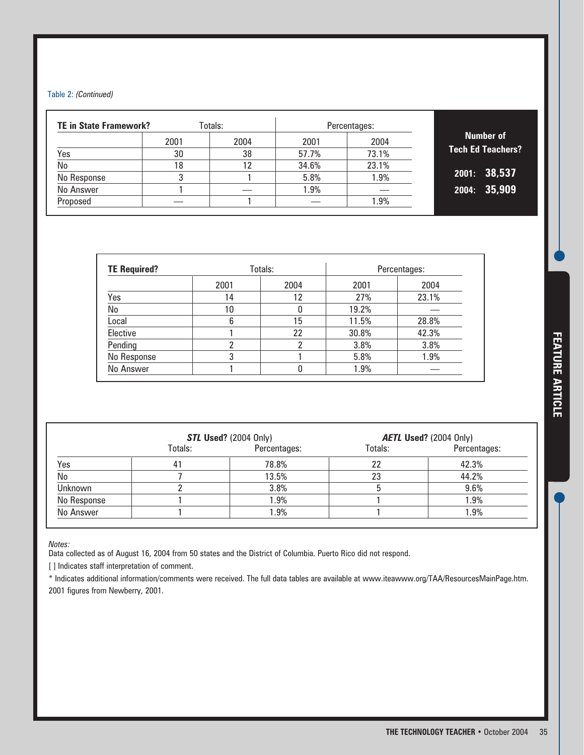Table 2: *(Continued)*

| **TE in State Framework?** | Totals: | | Percentages: | |
|---|---|---|---|---|
| | 2001 | 2004 | 2001 | 2004 |
| Yes | 30 | 38 | 57.7% | 73.1% |
| No | 18 | 12 | 34.6% | 23.1% |
| No Response | 3 | 1 | 5.8% | 1.9% |
| No Answer | 1 | — | 1.9% | — |
| Proposed | — | 1 | — | 1.9% |

**Number of Tech Ed Teachers?**

**2001: 38,537**

**2004: 35,909**

| **TE Required?** | Totals: | | Percentages: | |
|---|---|---|---|---|
| | 2001 | 2004 | 2001 | 2004 |
| Yes | 14 | 12 | 27% | 23.1% |
| No | 10 | 0 | 19.2% | — |
| Local | 6 | 15 | 11.5% | 28.8% |
| Elective | 1 | 22 | 30.8% | 42.3% |
| Pending | 2 | 2 | 3.8% | 3.8% |
| No Response | 3 | 1 | 5.8% | 1.9% |
| No Answer | 1 | 0 | 1.9% | — |

| | ***STL* Used?** (2004 Only) | | ***AETL* Used?** (2004 Only) | |
|---|---|---|---|---|
| | Totals: | Percentages: | Totals: | Percentages: |
| Yes | 41 | 78.8% | 22 | 42.3% |
| No | 7 | 13.5% | 23 | 44.2% |
| Unknown | 2 | 3.8% | 5 | 9.6% |
| No Response | 1 | 1.9% | 1 | 1.9% |
| No Answer | 1 | 1.9% | 1 | 1.9% |

*Notes:*

Data collected as of August 16, 2004 from 50 states and the District of Columbia. Puerto Rico did not respond.

[ ] Indicates staff interpretation of comment.

* Indicates additional information/comments were received. The full data tables are available at www.iteawww.org/TAA/ResourcesMainPage.htm.

2001 figures from Newberry, 2001.